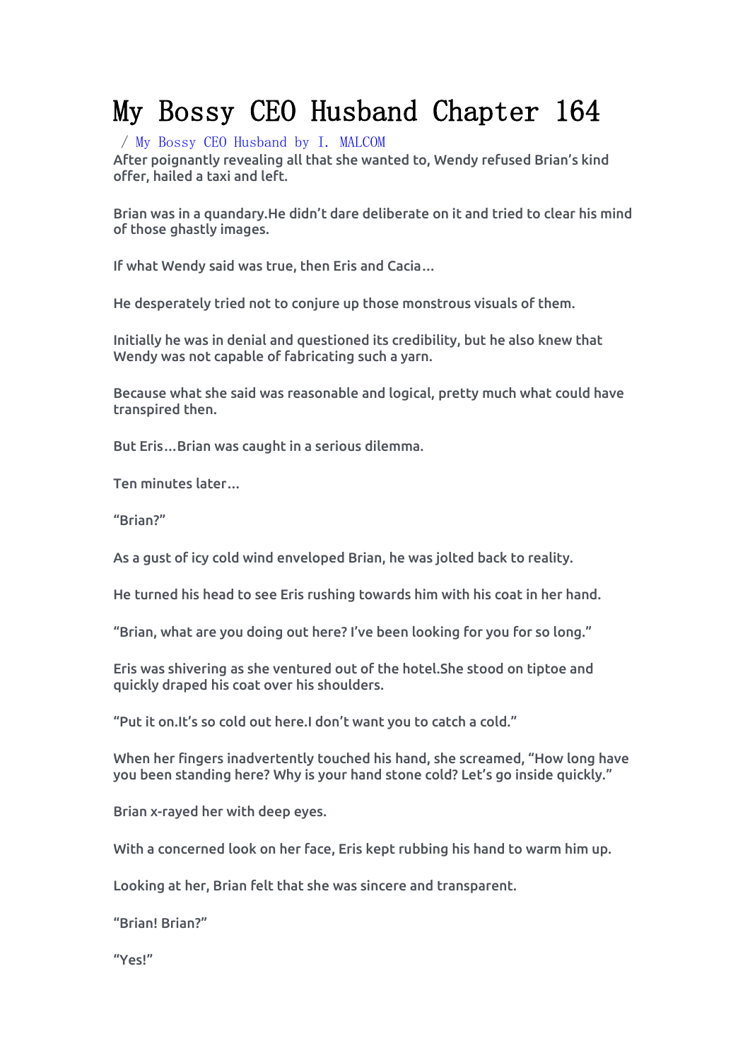# My Bossy CEO Husband Chapter 164

/ My Bossy CEO Husband by I. MALCOM

After poignantly revealing all that she wanted to, Wendy refused Brian's kind offer, hailed a taxi and left.

Brian was in a quandary.He didn't dare deliberate on it and tried to clear his mind of those ghastly images.

If what Wendy said was true, then Eris and Cacia…

He desperately tried not to conjure up those monstrous visuals of them.

Initially he was in denial and questioned its credibility, but he also knew that Wendy was not capable of fabricating such a yarn.

Because what she said was reasonable and logical, pretty much what could have transpired then.

But Eris…Brian was caught in a serious dilemma.

Ten minutes later…

"Brian?"

As a gust of icy cold wind enveloped Brian, he was jolted back to reality.

He turned his head to see Eris rushing towards him with his coat in her hand.

"Brian, what are you doing out here? I've been looking for you for so long."

Eris was shivering as she ventured out of the hotel.She stood on tiptoe and quickly draped his coat over his shoulders.

"Put it on.It's so cold out here.I don't want you to catch a cold."

When her fingers inadvertently touched his hand, she screamed, "How long have you been standing here? Why is your hand stone cold? Let's go inside quickly."

Brian x-rayed her with deep eyes.

With a concerned look on her face, Eris kept rubbing his hand to warm him up.

Looking at her, Brian felt that she was sincere and transparent.

"Brian! Brian?"

"Yes!"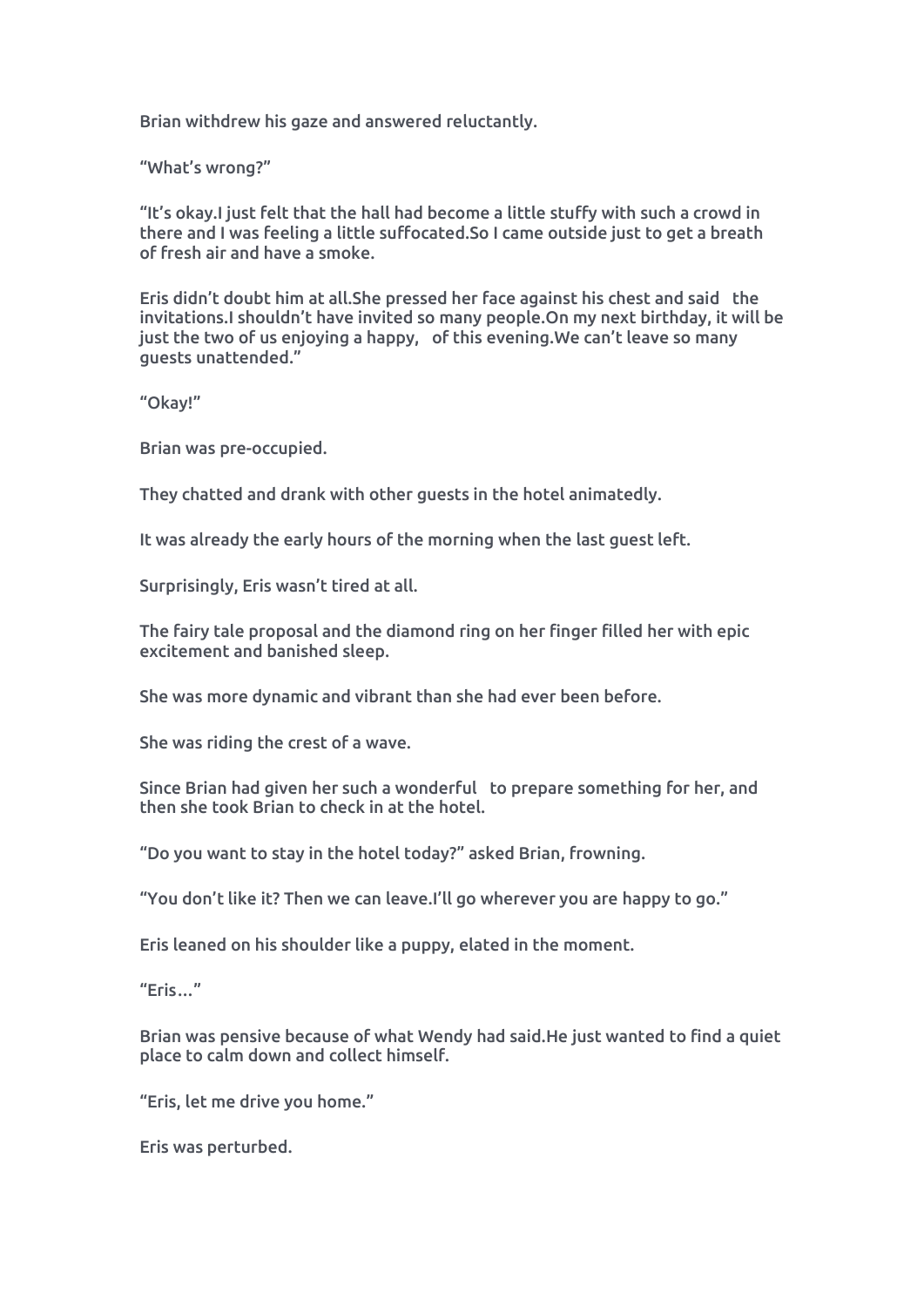Brian withdrew his gaze and answered reluctantly.

“What’s wrong?”

“It’s okay.I just felt that the hall had become a little stuffy with such a crowd in there and I was feeling a little suffocated.So I came outside just to get a breath of fresh air and have a smoke.

Eris didn’t doubt him at all.She pressed her face against his chest and said  the invitations.I shouldn’t have invited so many people.On my next birthday, it will be just the two of us enjoying a happy,  of this evening.We can’t leave so many guests unattended.”

“Okay!”

Brian was pre-occupied.

They chatted and drank with other guests in the hotel animatedly.

It was already the early hours of the morning when the last guest left.

Surprisingly, Eris wasn’t tired at all.

The fairy tale proposal and the diamond ring on her finger filled her with epic excitement and banished sleep.

She was more dynamic and vibrant than she had ever been before.

She was riding the crest of a wave.

Since Brian had given her such a wonderful  to prepare something for her, and then she took Brian to check in at the hotel.

“Do you want to stay in the hotel today?” asked Brian, frowning.

“You don’t like it? Then we can leave.I’ll go wherever you are happy to go.”

Eris leaned on his shoulder like a puppy, elated in the moment.

“Eris…”

Brian was pensive because of what Wendy had said.He just wanted to find a quiet place to calm down and collect himself.

“Eris, let me drive you home.”

Eris was perturbed.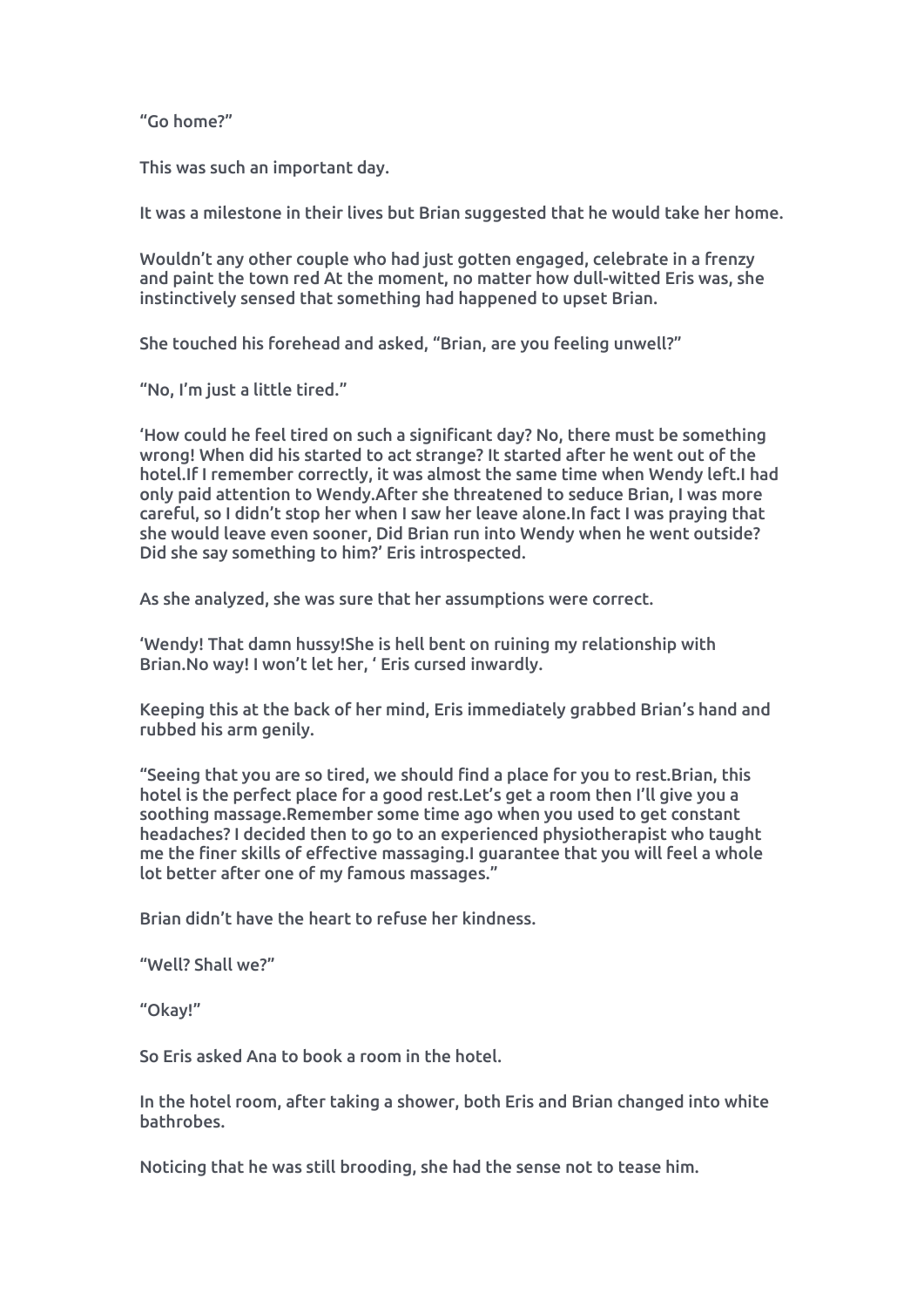"Go home?"

This was such an important day.

It was a milestone in their lives but Brian suggested that he would take her home.

Wouldn't any other couple who had just gotten engaged, celebrate in a frenzy and paint the town red At the moment, no matter how dull-witted Eris was, she instinctively sensed that something had happened to upset Brian.

She touched his forehead and asked, "Brian, are you feeling unwell?"

"No, I'm just a little tired."

'How could he feel tired on such a significant day? No, there must be something wrong! When did his started to act strange? It started after he went out of the hotel.If I remember correctly, it was almost the same time when Wendy left.I had only paid attention to Wendy.After she threatened to seduce Brian, I was more careful, so I didn't stop her when I saw her leave alone.In fact I was praying that she would leave even sooner, Did Brian run into Wendy when he went outside? Did she say something to him?' Eris introspected.

As she analyzed, she was sure that her assumptions were correct.

'Wendy! That damn hussy!She is hell bent on ruining my relationship with Brian.No way! I won't let her, ' Eris cursed inwardly.

Keeping this at the back of her mind, Eris immediately grabbed Brian's hand and rubbed his arm genily.

"Seeing that you are so tired, we should find a place for you to rest.Brian, this hotel is the perfect place for a good rest.Let's get a room then I'll give you a soothing massage.Remember some time ago when you used to get constant headaches? I decided then to go to an experienced physiotherapist who taught me the finer skills of effective massaging.I guarantee that you will feel a whole lot better after one of my famous massages."

Brian didn't have the heart to refuse her kindness.

"Well? Shall we?"

"Okay!"

So Eris asked Ana to book a room in the hotel.

In the hotel room, after taking a shower, both Eris and Brian changed into white bathrobes.

Noticing that he was still brooding, she had the sense not to tease him.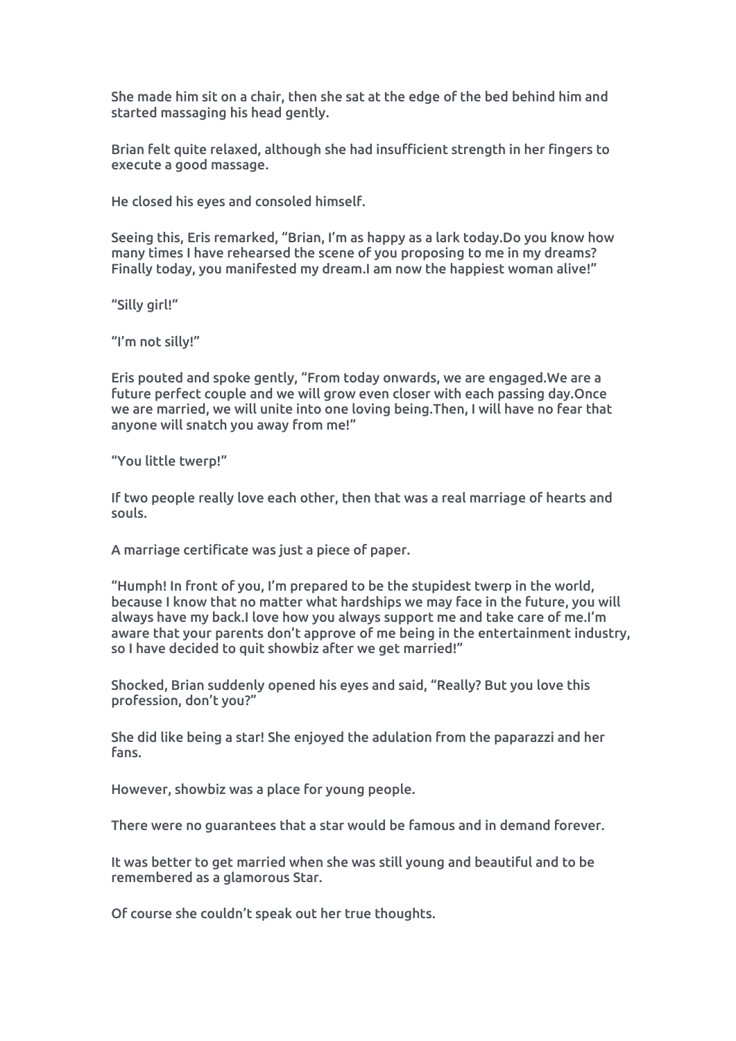She made him sit on a chair, then she sat at the edge of the bed behind him and started massaging his head gently.

Brian felt quite relaxed, although she had insufficient strength in her fingers to execute a good massage.

He closed his eyes and consoled himself.

Seeing this, Eris remarked, "Brian, I'm as happy as a lark today.Do you know how many times I have rehearsed the scene of you proposing to me in my dreams? Finally today, you manifested my dream.I am now the happiest woman alive!"

"Silly girl!"

"I'm not silly!"

Eris pouted and spoke gently, "From today onwards, we are engaged.We are a future perfect couple and we will grow even closer with each passing day.Once we are married, we will unite into one loving being.Then, I will have no fear that anyone will snatch you away from me!"

"You little twerp!"

If two people really love each other, then that was a real marriage of hearts and souls.

A marriage certificate was just a piece of paper.

"Humph! In front of you, I'm prepared to be the stupidest twerp in the world, because I know that no matter what hardships we may face in the future, you will always have my back.I love how you always support me and take care of me.I'm aware that your parents don't approve of me being in the entertainment industry, so I have decided to quit showbiz after we get married!"

Shocked, Brian suddenly opened his eyes and said, "Really? But you love this profession, don't you?"

She did like being a star! She enjoyed the adulation from the paparazzi and her fans.

However, showbiz was a place for young people.

There were no guarantees that a star would be famous and in demand forever.

It was better to get married when she was still young and beautiful and to be remembered as a glamorous Star.

Of course she couldn't speak out her true thoughts.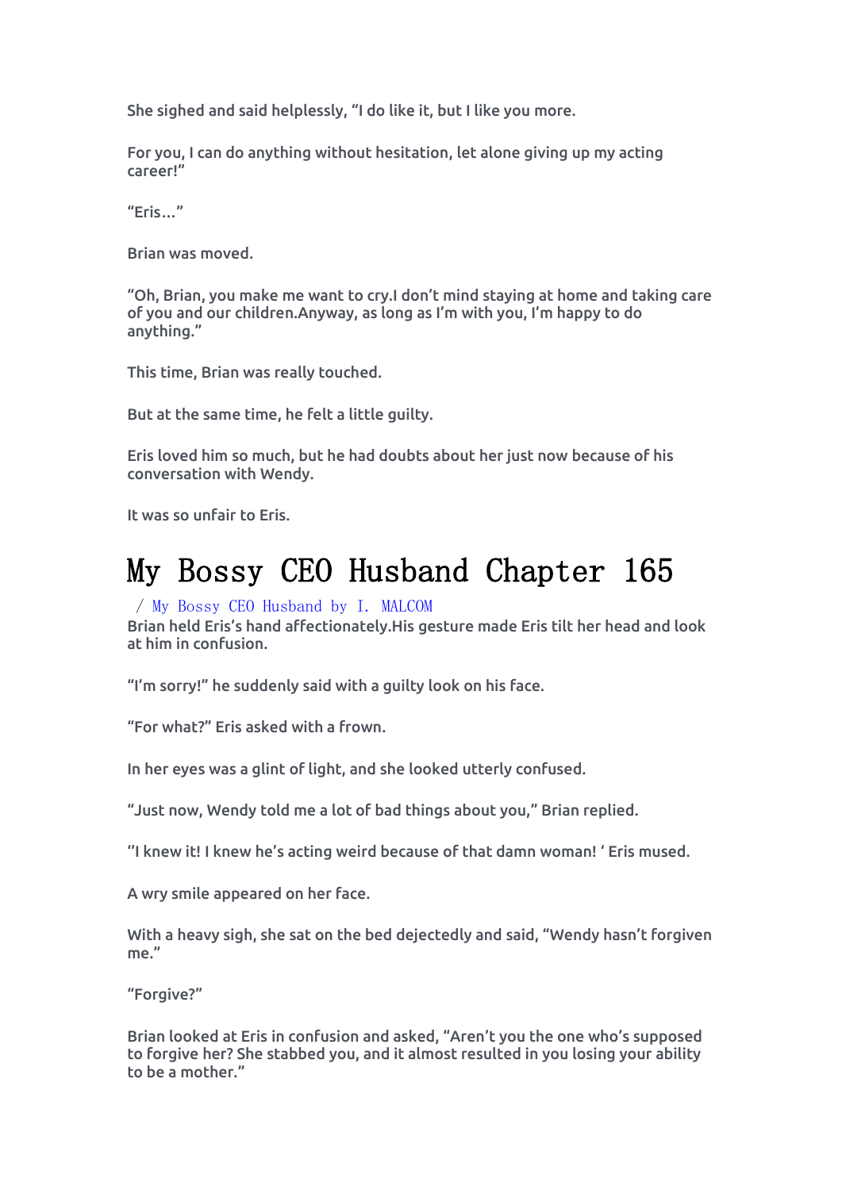She sighed and said helplessly, "I do like it, but I like you more.

For you, I can do anything without hesitation, let alone giving up my acting career!"

"Eris..."

Brian was moved.

"Oh, Brian, you make me want to cry.I don't mind staying at home and taking care of you and our children.Anyway, as long as I'm with you, I'm happy to do anything."

This time, Brian was really touched.

But at the same time, he felt a little guilty.

Eris loved him so much, but he had doubts about her just now because of his conversation with Wendy.

It was so unfair to Eris.

# My Bossy CEO Husband Chapter 165

/ My Bossy CEO Husband by I. MALCOM

Brian held Eris's hand affectionately.His gesture made Eris tilt her head and look at him in confusion.

"I'm sorry!" he suddenly said with a guilty look on his face.

"For what?" Eris asked with a frown.

In her eyes was a glint of light, and she looked utterly confused.

"Just now, Wendy told me a lot of bad things about you," Brian replied.

"I knew it! I knew he's acting weird because of that damn woman! ' Eris mused.

A wry smile appeared on her face.

With a heavy sigh, she sat on the bed dejectedly and said, "Wendy hasn't forgiven me."

"Forgive?"

Brian looked at Eris in confusion and asked, "Aren't you the one who's supposed to forgive her? She stabbed you, and it almost resulted in you losing your ability to be a mother."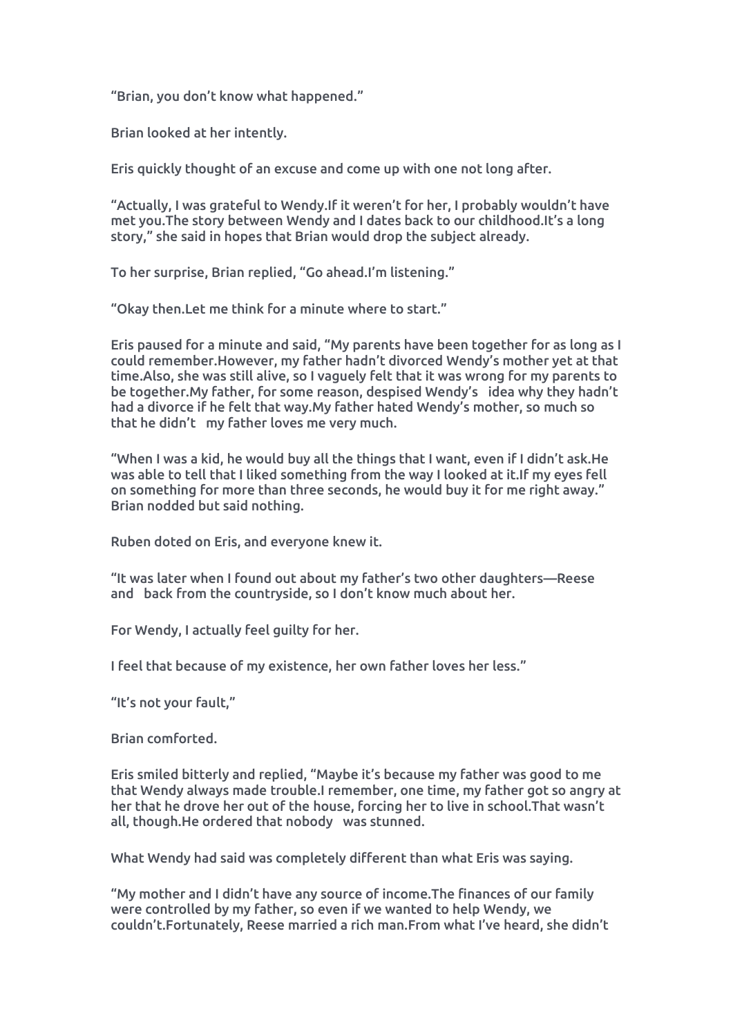“Brian, you don’t know what happened.”

Brian looked at her intently.

Eris quickly thought of an excuse and come up with one not long after.

“Actually, I was grateful to Wendy.If it weren’t for her, I probably wouldn’t have met you.The story between Wendy and I dates back to our childhood.It’s a long story,” she said in hopes that Brian would drop the subject already.

To her surprise, Brian replied, “Go ahead.I’m listening.”

“Okay then.Let me think for a minute where to start.”

Eris paused for a minute and said, “My parents have been together for as long as I could remember.However, my father hadn’t divorced Wendy’s mother yet at that time.Also, she was still alive, so I vaguely felt that it was wrong for my parents to be together.My father, for some reason, despised Wendy’s  idea why they hadn’t had a divorce if he felt that way.My father hated Wendy’s mother, so much so that he didn’t  my father loves me very much.

“When I was a kid, he would buy all the things that I want, even if I didn’t ask.He was able to tell that I liked something from the way I looked at it.If my eyes fell on something for more than three seconds, he would buy it for me right away.” Brian nodded but said nothing.

Ruben doted on Eris, and everyone knew it.

“It was later when I found out about my father’s two other daughters—Reese and  back from the countryside, so I don’t know much about her.

For Wendy, I actually feel guilty for her.

I feel that because of my existence, her own father loves her less.”

“It’s not your fault,”

Brian comforted.

Eris smiled bitterly and replied, “Maybe it’s because my father was good to me that Wendy always made trouble.I remember, one time, my father got so angry at her that he drove her out of the house, forcing her to live in school.That wasn’t all, though.He ordered that nobody  was stunned.

What Wendy had said was completely different than what Eris was saying.

“My mother and I didn’t have any source of income.The finances of our family were controlled by my father, so even if we wanted to help Wendy, we couldn’t.Fortunately, Reese married a rich man.From what I’ve heard, she didn’t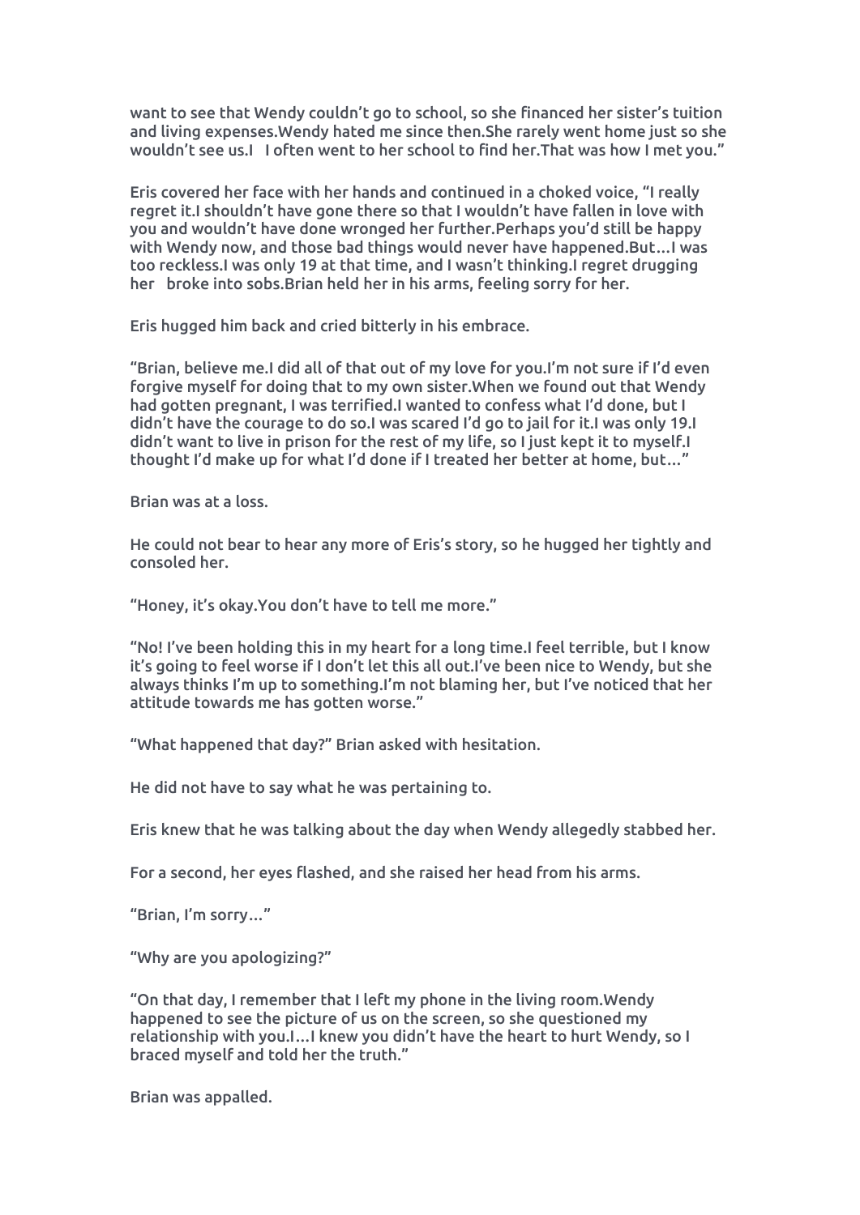want to see that Wendy couldn't go to school, so she financed her sister's tuition and living expenses.Wendy hated me since then.She rarely went home just so she wouldn't see us.I   I often went to her school to find her.That was how I met you."

Eris covered her face with her hands and continued in a choked voice, "I really regret it.I shouldn't have gone there so that I wouldn't have fallen in love with you and wouldn't have done wronged her further.Perhaps you'd still be happy with Wendy now, and those bad things would never have happened.But…I was too reckless.I was only 19 at that time, and I wasn't thinking.I regret drugging her   broke into sobs.Brian held her in his arms, feeling sorry for her.

Eris hugged him back and cried bitterly in his embrace.

"Brian, believe me.I did all of that out of my love for you.I'm not sure if I'd even forgive myself for doing that to my own sister.When we found out that Wendy had gotten pregnant, I was terrified.I wanted to confess what I'd done, but I didn't have the courage to do so.I was scared I'd go to jail for it.I was only 19.I didn't want to live in prison for the rest of my life, so I just kept it to myself.I thought I'd make up for what I'd done if I treated her better at home, but…"

Brian was at a loss.

He could not bear to hear any more of Eris's story, so he hugged her tightly and consoled her.

"Honey, it's okay.You don't have to tell me more."

"No! I've been holding this in my heart for a long time.I feel terrible, but I know it's going to feel worse if I don't let this all out.I've been nice to Wendy, but she always thinks I'm up to something.I'm not blaming her, but I've noticed that her attitude towards me has gotten worse."

"What happened that day?" Brian asked with hesitation.

He did not have to say what he was pertaining to.

Eris knew that he was talking about the day when Wendy allegedly stabbed her.

For a second, her eyes flashed, and she raised her head from his arms.

"Brian, I'm sorry…"

"Why are you apologizing?"

"On that day, I remember that I left my phone in the living room.Wendy happened to see the picture of us on the screen, so she questioned my relationship with you.I…I knew you didn't have the heart to hurt Wendy, so I braced myself and told her the truth."

Brian was appalled.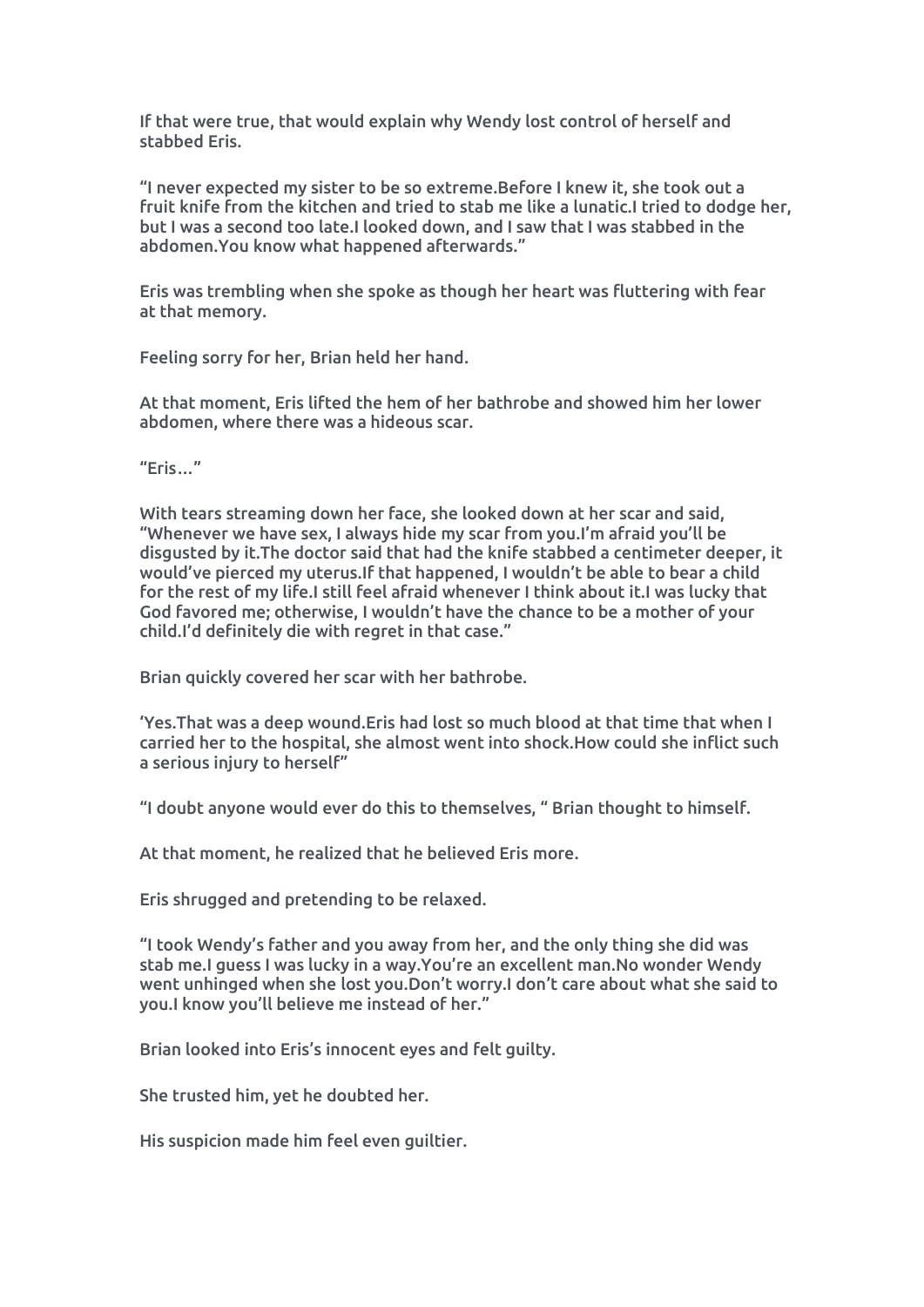If that were true, that would explain why Wendy lost control of herself and stabbed Eris.

“I never expected my sister to be so extreme.Before I knew it, she took out a fruit knife from the kitchen and tried to stab me like a lunatic.I tried to dodge her, but I was a second too late.I looked down, and I saw that I was stabbed in the abdomen.You know what happened afterwards.”

Eris was trembling when she spoke as though her heart was fluttering with fear at that memory.

Feeling sorry for her, Brian held her hand.

At that moment, Eris lifted the hem of her bathrobe and showed him her lower abdomen, where there was a hideous scar.

“Eris…”

With tears streaming down her face, she looked down at her scar and said, “Whenever we have sex, I always hide my scar from you.I’m afraid you’ll be disgusted by it.The doctor said that had the knife stabbed a centimeter deeper, it would’ve pierced my uterus.If that happened, I wouldn’t be able to bear a child for the rest of my life.I still feel afraid whenever I think about it.I was lucky that God favored me; otherwise, I wouldn’t have the chance to be a mother of your child.I’d definitely die with regret in that case.”

Brian quickly covered her scar with her bathrobe.

‘Yes.That was a deep wound.Eris had lost so much blood at that time that when I carried her to the hospital, she almost went into shock.How could she inflict such a serious injury to herself”

“I doubt anyone would ever do this to themselves, “ Brian thought to himself.

At that moment, he realized that he believed Eris more.

Eris shrugged and pretending to be relaxed.

“I took Wendy’s father and you away from her, and the only thing she did was stab me.I guess I was lucky in a way.You’re an excellent man.No wonder Wendy went unhinged when she lost you.Don’t worry.I don’t care about what she said to you.I know you’ll believe me instead of her.”

Brian looked into Eris’s innocent eyes and felt guilty.

She trusted him, yet he doubted her.

His suspicion made him feel even guiltier.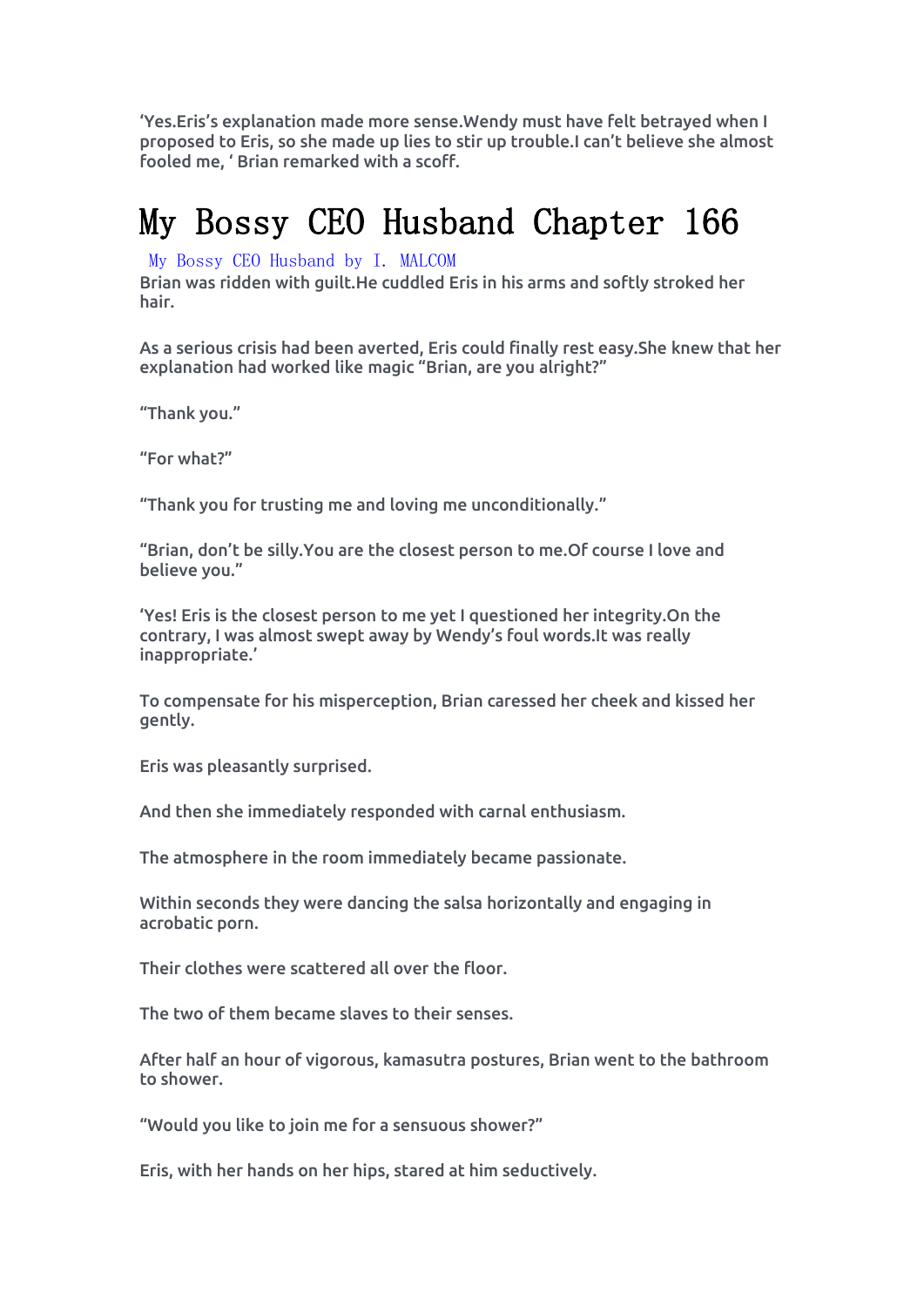'Yes.Eris's explanation made more sense.Wendy must have felt betrayed when I proposed to Eris, so she made up lies to stir up trouble.I can't believe she almost fooled me, ' Brian remarked with a scoff.

# My Bossy CEO Husband Chapter 166

My Bossy CEO Husband by I. MALCOM

Brian was ridden with guilt.He cuddled Eris in his arms and softly stroked her hair.

As a serious crisis had been averted, Eris could finally rest easy.She knew that her explanation had worked like magic "Brian, are you alright?"

"Thank you."

"For what?"

"Thank you for trusting me and loving me unconditionally."

"Brian, don't be silly.You are the closest person to me.Of course I love and believe you."

'Yes! Eris is the closest person to me yet I questioned her integrity.On the contrary, I was almost swept away by Wendy's foul words.It was really inappropriate.'

To compensate for his misperception, Brian caressed her cheek and kissed her gently.

Eris was pleasantly surprised.

And then she immediately responded with carnal enthusiasm.

The atmosphere in the room immediately became passionate.

Within seconds they were dancing the salsa horizontally and engaging in acrobatic porn.

Their clothes were scattered all over the floor.

The two of them became slaves to their senses.

After half an hour of vigorous, kamasutra postures, Brian went to the bathroom to shower.

"Would you like to join me for a sensuous shower?"

Eris, with her hands on her hips, stared at him seductively.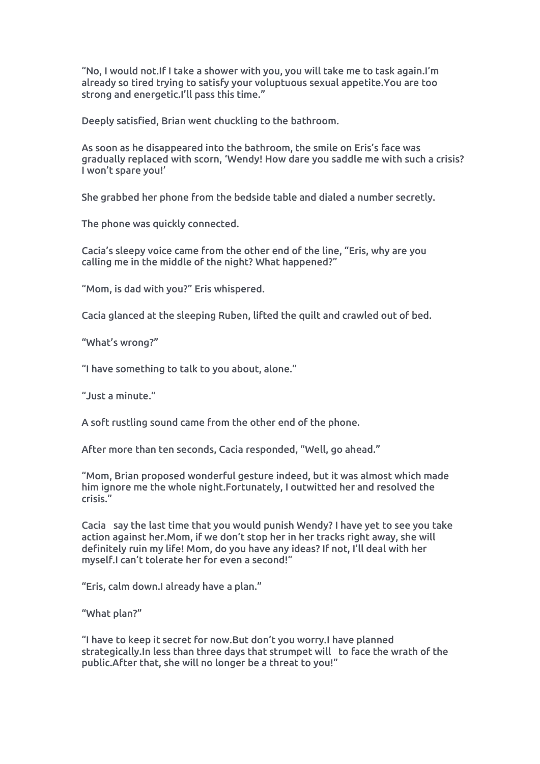"No, I would not.If I take a shower with you, you will take me to task again.I'm already so tired trying to satisfy your voluptuous sexual appetite.You are too strong and energetic.I'll pass this time."

Deeply satisfied, Brian went chuckling to the bathroom.

As soon as he disappeared into the bathroom, the smile on Eris's face was gradually replaced with scorn, 'Wendy! How dare you saddle me with such a crisis? I won't spare you!'

She grabbed her phone from the bedside table and dialed a number secretly.

The phone was quickly connected.

Cacia's sleepy voice came from the other end of the line, "Eris, why are you calling me in the middle of the night? What happened?"

"Mom, is dad with you?" Eris whispered.

Cacia glanced at the sleeping Ruben, lifted the quilt and crawled out of bed.

"What's wrong?"

"I have something to talk to you about, alone."

"Just a minute."

A soft rustling sound came from the other end of the phone.

After more than ten seconds, Cacia responded, "Well, go ahead."

"Mom, Brian proposed wonderful gesture indeed, but it was almost which made him ignore me the whole night.Fortunately, I outwitted her and resolved the crisis."

Cacia say the last time that you would punish Wendy? I have yet to see you take action against her.Mom, if we don't stop her in her tracks right away, she will definitely ruin my life! Mom, do you have any ideas? If not, I'll deal with her myself.I can't tolerate her for even a second!"

"Eris, calm down.I already have a plan."

"What plan?"

"I have to keep it secret for now.But don't you worry.I have planned strategically.In less than three days that strumpet will to face the wrath of the public.After that, she will no longer be a threat to you!"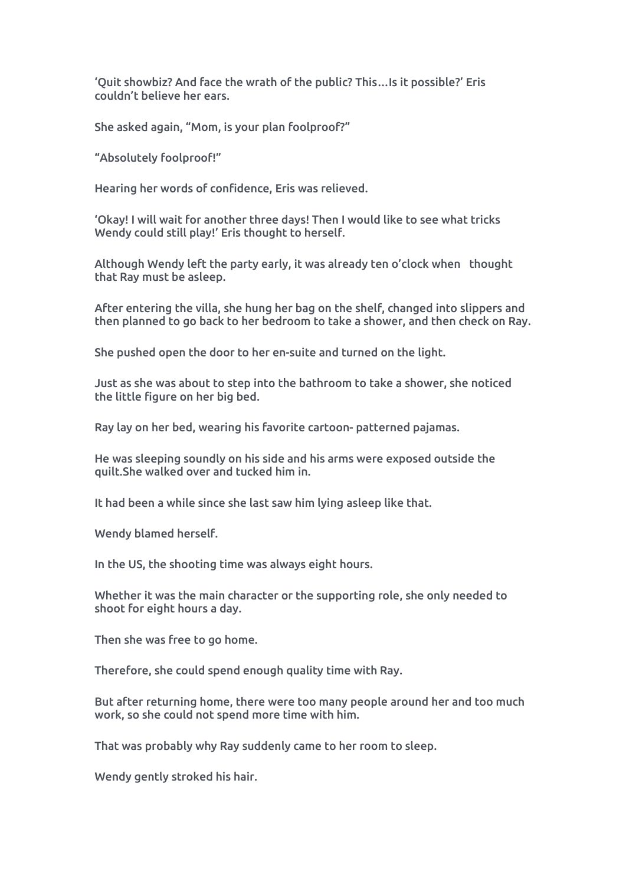'Quit showbiz? And face the wrath of the public? This…Is it possible?' Eris couldn't believe her ears.

She asked again, "Mom, is your plan foolproof?"

"Absolutely foolproof!"

Hearing her words of confidence, Eris was relieved.

'Okay! I will wait for another three days! Then I would like to see what tricks Wendy could still play!' Eris thought to herself.

Although Wendy left the party early, it was already ten o'clock when  thought that Ray must be asleep.

After entering the villa, she hung her bag on the shelf, changed into slippers and then planned to go back to her bedroom to take a shower, and then check on Ray.

She pushed open the door to her en-suite and turned on the light.

Just as she was about to step into the bathroom to take a shower, she noticed the little figure on her big bed.

Ray lay on her bed, wearing his favorite cartoon- patterned pajamas.

He was sleeping soundly on his side and his arms were exposed outside the quilt.She walked over and tucked him in.

It had been a while since she last saw him lying asleep like that.

Wendy blamed herself.

In the US, the shooting time was always eight hours.

Whether it was the main character or the supporting role, she only needed to shoot for eight hours a day.

Then she was free to go home.

Therefore, she could spend enough quality time with Ray.

But after returning home, there were too many people around her and too much work, so she could not spend more time with him.

That was probably why Ray suddenly came to her room to sleep.

Wendy gently stroked his hair.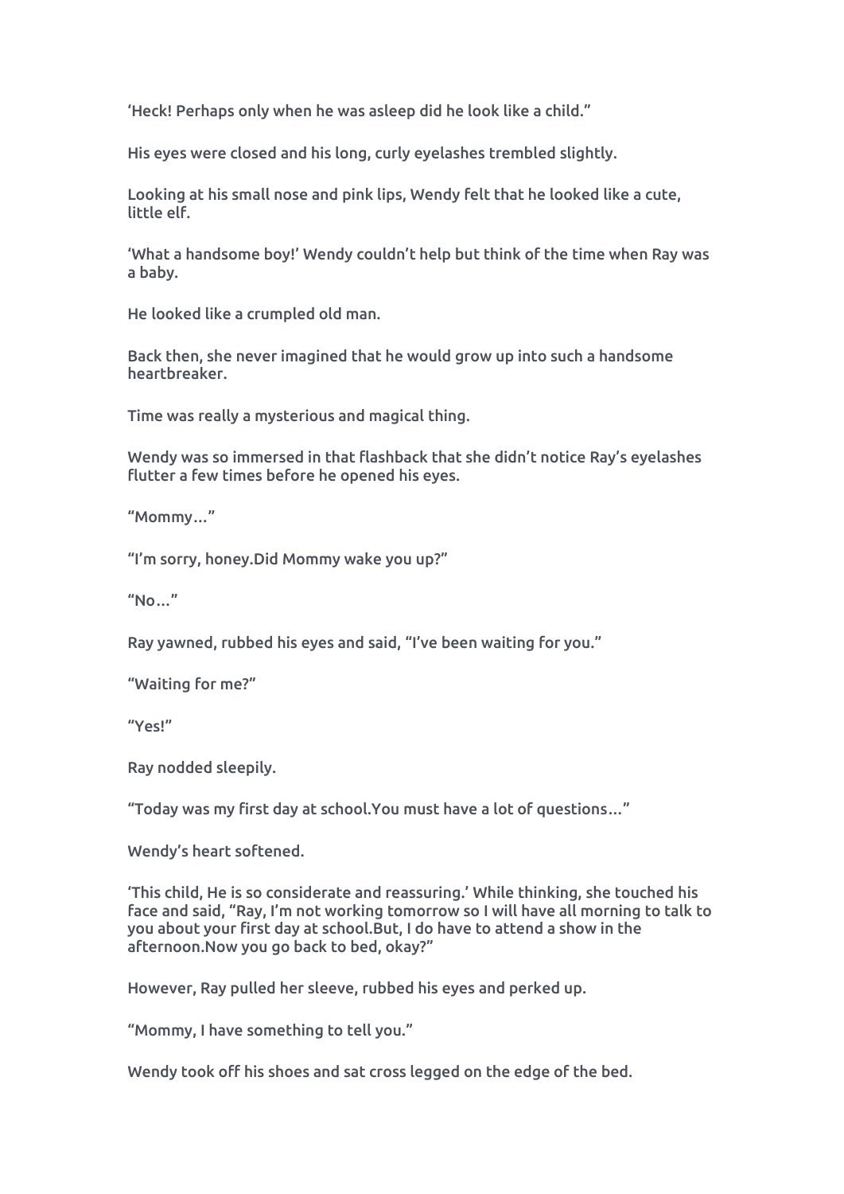'Heck! Perhaps only when he was asleep did he look like a child."

His eyes were closed and his long, curly eyelashes trembled slightly.

Looking at his small nose and pink lips, Wendy felt that he looked like a cute, little elf.

'What a handsome boy!' Wendy couldn't help but think of the time when Ray was a baby.

He looked like a crumpled old man.

Back then, she never imagined that he would grow up into such a handsome heartbreaker.

Time was really a mysterious and magical thing.

Wendy was so immersed in that flashback that she didn't notice Ray's eyelashes flutter a few times before he opened his eyes.

"Mommy…"

"I'm sorry, honey.Did Mommy wake you up?"

"No…"

Ray yawned, rubbed his eyes and said, "I've been waiting for you."

"Waiting for me?"

"Yes!"

Ray nodded sleepily.

"Today was my first day at school.You must have a lot of questions…"

Wendy's heart softened.

'This child, He is so considerate and reassuring.' While thinking, she touched his face and said, "Ray, I'm not working tomorrow so I will have all morning to talk to you about your first day at school.But, I do have to attend a show in the afternoon.Now you go back to bed, okay?"

However, Ray pulled her sleeve, rubbed his eyes and perked up.

"Mommy, I have something to tell you."

Wendy took off his shoes and sat cross legged on the edge of the bed.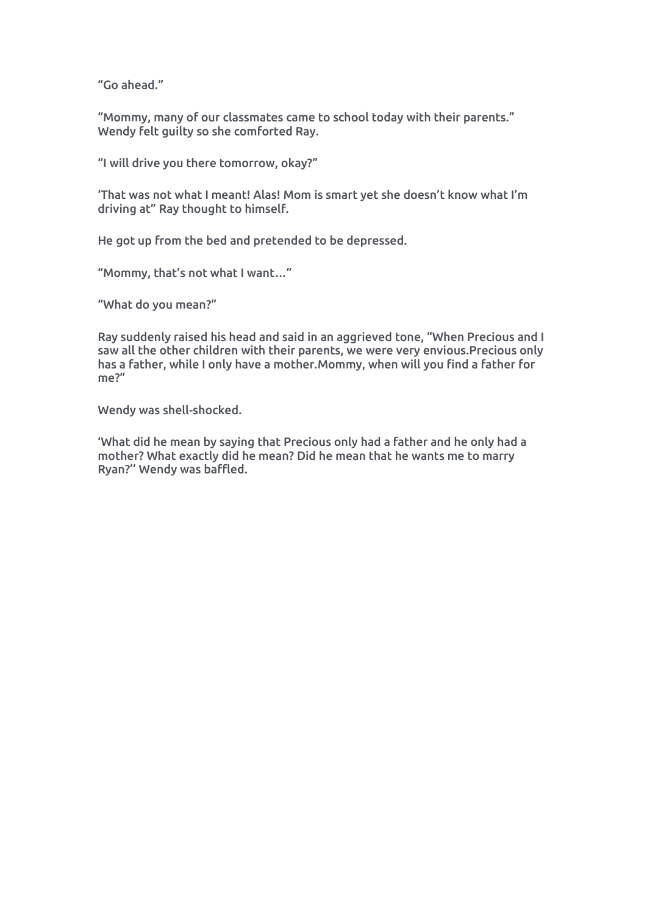“Go ahead.”

“Mommy, many of our classmates came to school today with their parents.” Wendy felt guilty so she comforted Ray.

“I will drive you there tomorrow, okay?”

‘That was not what I meant! Alas! Mom is smart yet she doesn’t know what I’m driving at” Ray thought to himself.

He got up from the bed and pretended to be depressed.

“Mommy, that’s not what I want…”

“What do you mean?”

Ray suddenly raised his head and said in an aggrieved tone, “When Precious and I saw all the other children with their parents, we were very envious.Precious only has a father, while I only have a mother.Mommy, when will you find a father for me?”

Wendy was shell-shocked.

‘What did he mean by saying that Precious only had a father and he only had a mother? What exactly did he mean? Did he mean that he wants me to marry Ryan?’’ Wendy was baffled.